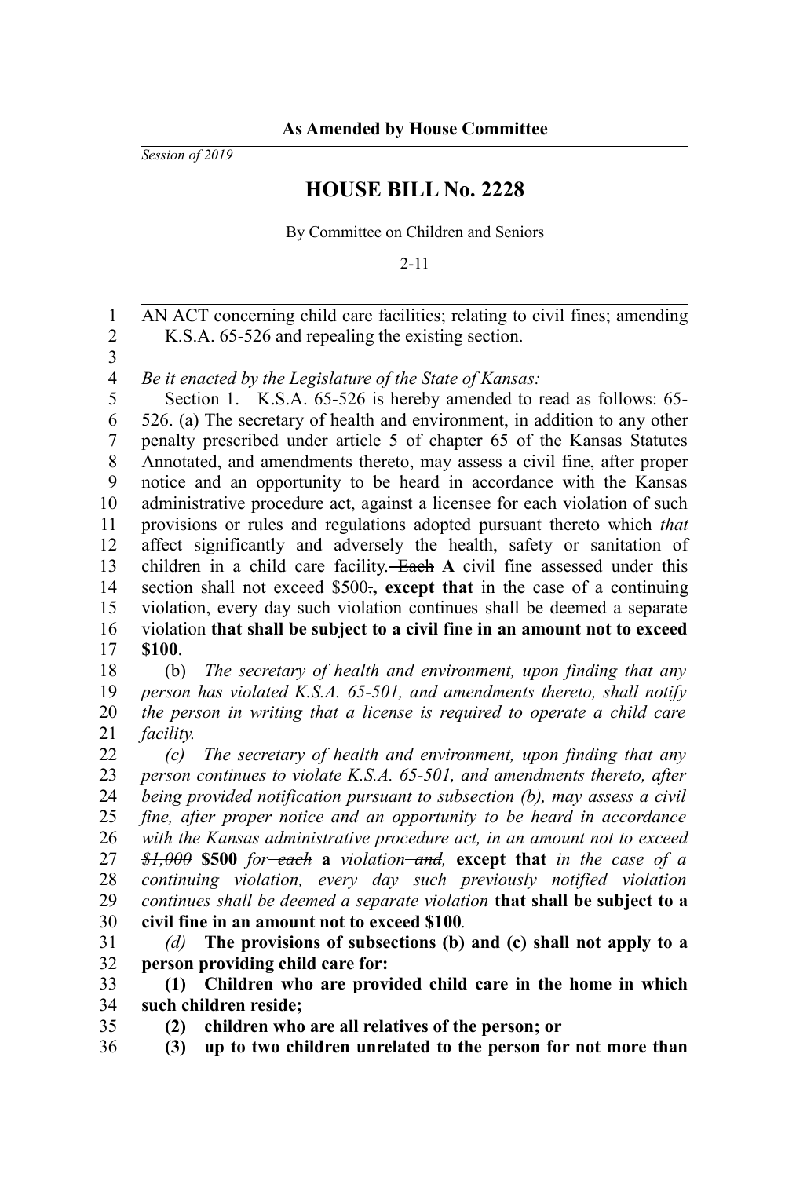**As Amended by House Committee**

*Session of 2019*

# HOUSE BILL No. 2228

By Committee on Children and Seniors

2-11

AN ACT concerning child care facilities; relating to civil fines; amending K.S.A. 65-526 and repealing the existing section.

*Be it enacted by the Legislature of the State of Kansas:*

Section 1. K.S.A. 65-526 is hereby amended to read as follows: 65-526. (a) The secretary of health and environment, in addition to any other penalty prescribed under article 5 of chapter 65 of the Kansas Statutes Annotated, and amendments thereto, may assess a civil fine, after proper notice and an opportunity to be heard in accordance with the Kansas administrative procedure act, against a licensee for each violation of such provisions or rules and regulations adopted pursuant thereto ~~which~~ *that* affect significantly and adversely the health, safety or sanitation of children in a child care facility. ~~Each~~ **A** civil fine assessed under this section shall not exceed $500~~.~~**, except that** in the case of a continuing violation, every day such violation continues shall be deemed a separate violation **that shall be subject to a civil fine in an amount not to exceed $100**.

(b) *The secretary of health and environment, upon finding that any person has violated K.S.A. 65-501, and amendments thereto, shall notify the person in writing that a license is required to operate a child care facility.*

*(c) The secretary of health and environment, upon finding that any person continues to violate K.S.A. 65-501, and amendments thereto, after being provided notification pursuant to subsection (b), may assess a civil fine, after proper notice and an opportunity to be heard in accordance with the Kansas administrative procedure act, in an amount not to exceed ~~$1,000~~* **$500** *for ~~each~~* **a** *violation ~~and~~,* **except that** *in the case of a continuing violation, every day such previously notified violation continues shall be deemed a separate violation* **that shall be subject to a civil fine in an amount not to exceed $100***.*

*(d)* **The provisions of subsections (b) and (c) shall not apply to a person providing child care for:**

**(1) Children who are provided child care in the home in which such children reside;**

**(2) children who are all relatives of the person; or**

**(3) up to two children unrelated to the person for not more than**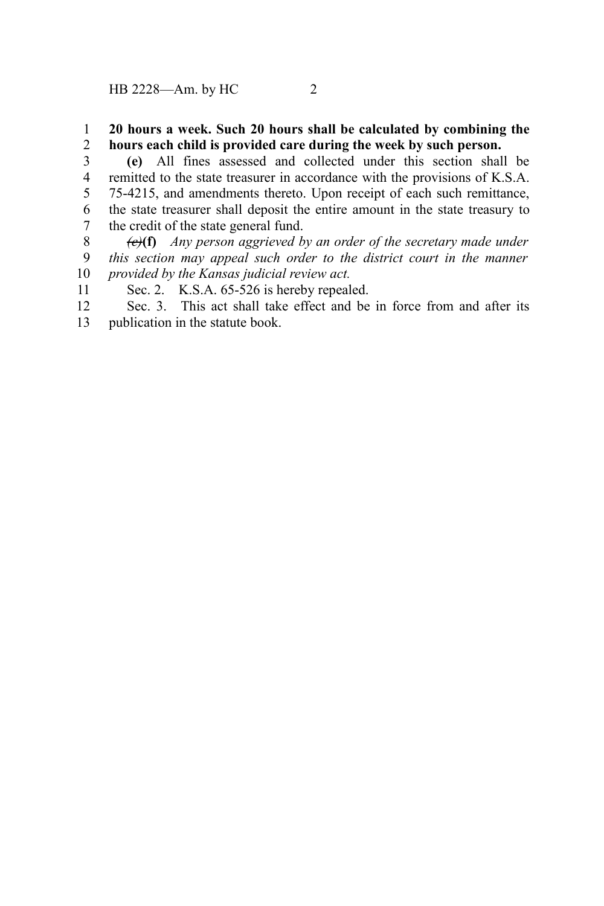**20 hours a week. Such 20 hours shall be calculated by combining the hours each child is provided care during the week by such person.**

**(e)** All fines assessed and collected under this section shall be remitted to the state treasurer in accordance with the provisions of K.S.A. 75-4215, and amendments thereto. Upon receipt of each such remittance, the state treasurer shall deposit the entire amount in the state treasury to the credit of the state general fund.

~~*(e)*~~**(f)** *Any person aggrieved by an order of the secretary made under this section may appeal such order to the district court in the manner provided by the Kansas judicial review act.*

Sec. 2. K.S.A. 65-526 is hereby repealed.

Sec. 3. This act shall take effect and be in force from and after its publication in the statute book.